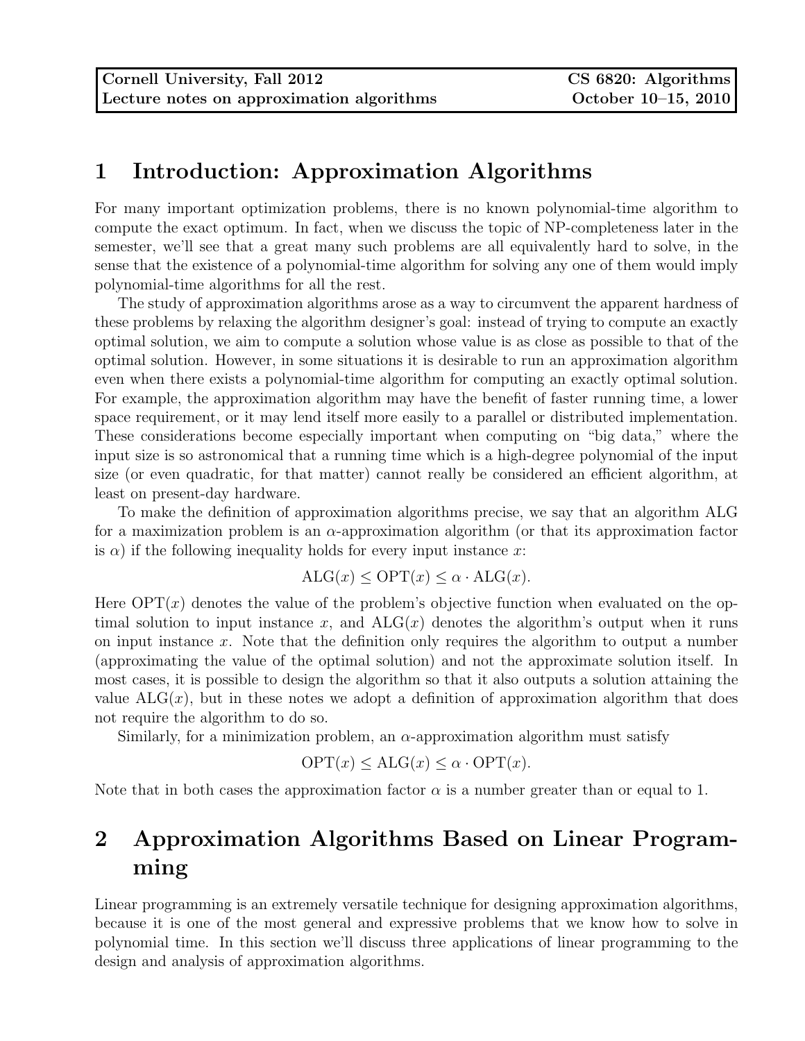| | |
|---|---|
| **Cornell University, Fall 2012** | **CS 6820: Algorithms** |
| **Lecture notes on approximation algorithms** | **October 10–15, 2010** |

# 1 Introduction: Approximation Algorithms

For many important optimization problems, there is no known polynomial-time algorithm to compute the exact optimum. In fact, when we discuss the topic of NP-completeness later in the semester, we'll see that a great many such problems are all equivalently hard to solve, in the sense that the existence of a polynomial-time algorithm for solving any one of them would imply polynomial-time algorithms for all the rest.

The study of approximation algorithms arose as a way to circumvent the apparent hardness of these problems by relaxing the algorithm designer's goal: instead of trying to compute an exactly optimal solution, we aim to compute a solution whose value is as close as possible to that of the optimal solution. However, in some situations it is desirable to run an approximation algorithm even when there exists a polynomial-time algorithm for computing an exactly optimal solution. For example, the approximation algorithm may have the benefit of faster running time, a lower space requirement, or it may lend itself more easily to a parallel or distributed implementation. These considerations become especially important when computing on "big data," where the input size is so astronomical that a running time which is a high-degree polynomial of the input size (or even quadratic, for that matter) cannot really be considered an efficient algorithm, at least on present-day hardware.

To make the definition of approximation algorithms precise, we say that an algorithm ALG for a maximization problem is an $\alpha$-approximation algorithm (or that its approximation factor is $\alpha$) if the following inequality holds for every input instance $x$:

$$\mathrm{ALG}(x) \leq \mathrm{OPT}(x) \leq \alpha \cdot \mathrm{ALG}(x).$$

Here $\mathrm{OPT}(x)$ denotes the value of the problem's objective function when evaluated on the optimal solution to input instance $x$, and $\mathrm{ALG}(x)$ denotes the algorithm's output when it runs on input instance $x$. Note that the definition only requires the algorithm to output a number (approximating the value of the optimal solution) and not the approximate solution itself. In most cases, it is possible to design the algorithm so that it also outputs a solution attaining the value $\mathrm{ALG}(x)$, but in these notes we adopt a definition of approximation algorithm that does not require the algorithm to do so.

Similarly, for a minimization problem, an $\alpha$-approximation algorithm must satisfy

$$\mathrm{OPT}(x) \leq \mathrm{ALG}(x) \leq \alpha \cdot \mathrm{OPT}(x).$$

Note that in both cases the approximation factor $\alpha$ is a number greater than or equal to 1.

# 2 Approximation Algorithms Based on Linear Programming

Linear programming is an extremely versatile technique for designing approximation algorithms, because it is one of the most general and expressive problems that we know how to solve in polynomial time. In this section we'll discuss three applications of linear programming to the design and analysis of approximation algorithms.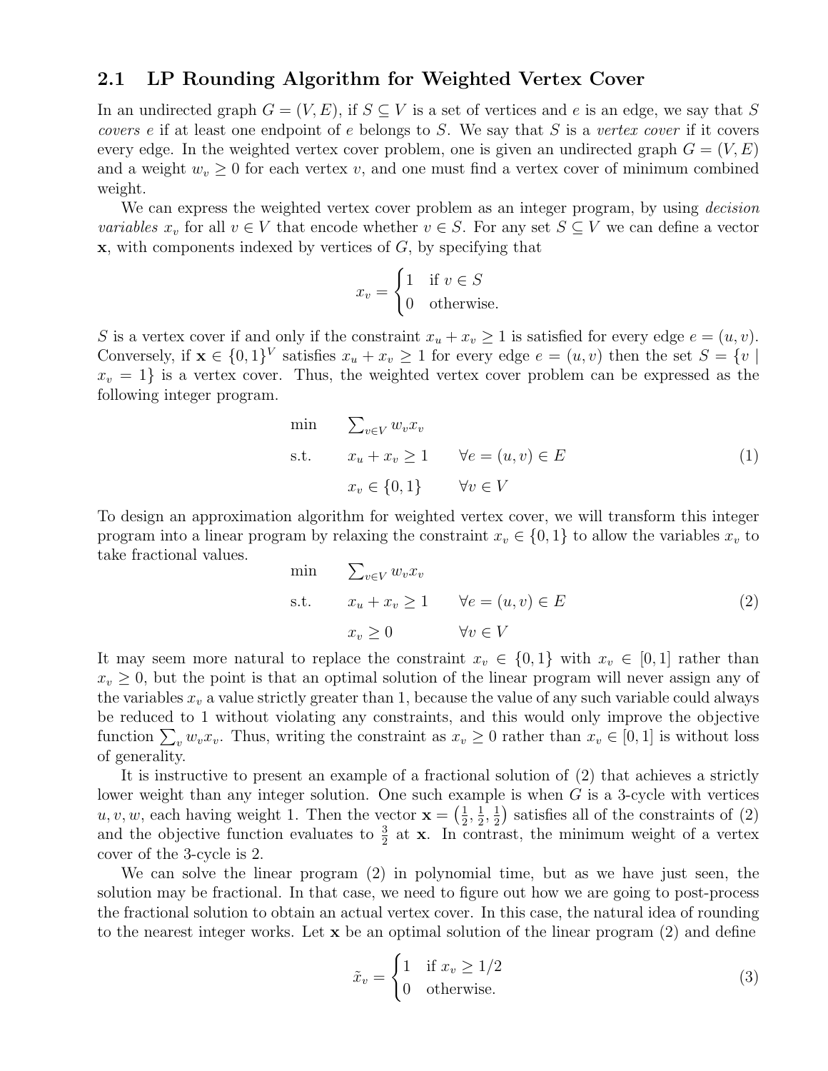## 2.1 LP Rounding Algorithm for Weighted Vertex Cover

In an undirected graph $G = (V, E)$, if $S \subseteq V$ is a set of vertices and $e$ is an edge, we say that $S$ *covers* $e$ if at least one endpoint of $e$ belongs to $S$. We say that $S$ is a *vertex cover* if it covers every edge. In the weighted vertex cover problem, one is given an undirected graph $G = (V, E)$ and a weight $w_v \geq 0$ for each vertex $v$, and one must find a vertex cover of minimum combined weight.

We can express the weighted vertex cover problem as an integer program, by using *decision variables* $x_v$ for all $v \in V$ that encode whether $v \in S$. For any set $S \subseteq V$ we can define a vector $\mathbf{x}$, with components indexed by vertices of $G$, by specifying that

$$x_v = \begin{cases} 1 & \text{if } v \in S \\ 0 & \text{otherwise.} \end{cases}$$

$S$ is a vertex cover if and only if the constraint $x_u + x_v \geq 1$ is satisfied for every edge $e = (u, v)$. Conversely, if $\mathbf{x} \in \{0,1\}^V$ satisfies $x_u + x_v \geq 1$ for every edge $e = (u, v)$ then the set $S = \{v \mid x_v = 1\}$ is a vertex cover. Thus, the weighted vertex cover problem can be expressed as the following integer program.

$$\begin{aligned} \min \quad & \textstyle\sum_{v \in V} w_v x_v \\ \text{s.t.} \quad & x_u + x_v \geq 1 \qquad \forall e = (u, v) \in E \\ & x_v \in \{0, 1\} \qquad \forall v \in V \end{aligned} \tag{1}$$

To design an approximation algorithm for weighted vertex cover, we will transform this integer program into a linear program by relaxing the constraint $x_v \in \{0, 1\}$ to allow the variables $x_v$ to take fractional values.

$$\begin{aligned} \min \quad & \textstyle\sum_{v \in V} w_v x_v \\ \text{s.t.} \quad & x_u + x_v \geq 1 \qquad \forall e = (u, v) \in E \\ & x_v \geq 0 \qquad \forall v \in V \end{aligned} \tag{2}$$

It may seem more natural to replace the constraint $x_v \in \{0, 1\}$ with $x_v \in [0, 1]$ rather than $x_v \geq 0$, but the point is that an optimal solution of the linear program will never assign any of the variables $x_v$ a value strictly greater than 1, because the value of any such variable could always be reduced to 1 without violating any constraints, and this would only improve the objective function $\sum_v w_v x_v$. Thus, writing the constraint as $x_v \geq 0$ rather than $x_v \in [0, 1]$ is without loss of generality.

It is instructive to present an example of a fractional solution of (2) that achieves a strictly lower weight than any integer solution. One such example is when $G$ is a 3-cycle with vertices $u, v, w$, each having weight 1. Then the vector $\mathbf{x} = \left(\frac{1}{2}, \frac{1}{2}, \frac{1}{2}\right)$ satisfies all of the constraints of (2) and the objective function evaluates to $\frac{3}{2}$ at $\mathbf{x}$. In contrast, the minimum weight of a vertex cover of the 3-cycle is 2.

We can solve the linear program (2) in polynomial time, but as we have just seen, the solution may be fractional. In that case, we need to figure out how we are going to post-process the fractional solution to obtain an actual vertex cover. In this case, the natural idea of rounding to the nearest integer works. Let $\mathbf{x}$ be an optimal solution of the linear program (2) and define

$$\tilde{x}_v = \begin{cases} 1 & \text{if } x_v \geq 1/2 \\ 0 & \text{otherwise.} \end{cases} \tag{3}$$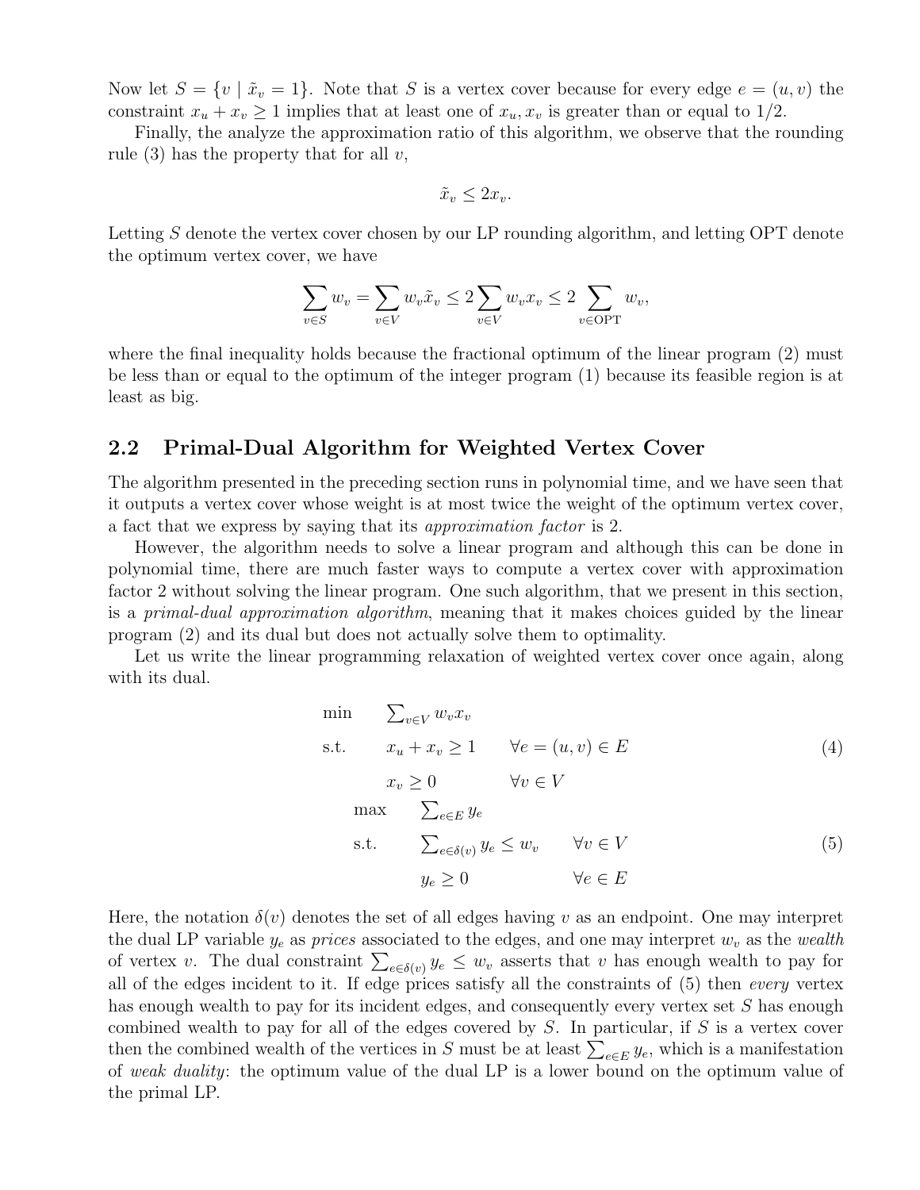Now let $S = \{v \mid \tilde{x}_v = 1\}$. Note that $S$ is a vertex cover because for every edge $e = (u, v)$ the constraint $x_u + x_v \geq 1$ implies that at least one of $x_u, x_v$ is greater than or equal to $1/2$.

Finally, the analyze the approximation ratio of this algorithm, we observe that the rounding rule (3) has the property that for all $v$,

$$\tilde{x}_v \leq 2x_v.$$

Letting $S$ denote the vertex cover chosen by our LP rounding algorithm, and letting OPT denote the optimum vertex cover, we have

$$\sum_{v \in S} w_v = \sum_{v \in V} w_v \tilde{x}_v \leq 2 \sum_{v \in V} w_v x_v \leq 2 \sum_{v \in \text{OPT}} w_v,$$

where the final inequality holds because the fractional optimum of the linear program (2) must be less than or equal to the optimum of the integer program (1) because its feasible region is at least as big.

## 2.2 Primal-Dual Algorithm for Weighted Vertex Cover

The algorithm presented in the preceding section runs in polynomial time, and we have seen that it outputs a vertex cover whose weight is at most twice the weight of the optimum vertex cover, a fact that we express by saying that its *approximation factor* is 2.

However, the algorithm needs to solve a linear program and although this can be done in polynomial time, there are much faster ways to compute a vertex cover with approximation factor 2 without solving the linear program. One such algorithm, that we present in this section, is a *primal-dual approximation algorithm*, meaning that it makes choices guided by the linear program (2) and its dual but does not actually solve them to optimality.

Let us write the linear programming relaxation of weighted vertex cover once again, along with its dual.

$$\begin{array}{lll}
\min & \sum_{v \in V} w_v x_v & \\
\text{s.t.} & x_u + x_v \geq 1 & \forall e = (u, v) \in E \\
& x_v \geq 0 & \forall v \in V
\end{array} \tag{4}$$

$$\begin{array}{lll}
\max & \sum_{e \in E} y_e & \\
\text{s.t.} & \sum_{e \in \delta(v)} y_e \leq w_v & \forall v \in V \\
& y_e \geq 0 & \forall e \in E
\end{array} \tag{5}$$

Here, the notation $\delta(v)$ denotes the set of all edges having $v$ as an endpoint. One may interpret the dual LP variable $y_e$ as *prices* associated to the edges, and one may interpret $w_v$ as the *wealth* of vertex $v$. The dual constraint $\sum_{e \in \delta(v)} y_e \leq w_v$ asserts that $v$ has enough wealth to pay for all of the edges incident to it. If edge prices satisfy all the constraints of (5) then *every* vertex has enough wealth to pay for its incident edges, and consequently every vertex set $S$ has enough combined wealth to pay for all of the edges covered by $S$. In particular, if $S$ is a vertex cover then the combined wealth of the vertices in $S$ must be at least $\sum_{e \in E} y_e$, which is a manifestation of *weak duality*: the optimum value of the dual LP is a lower bound on the optimum value of the primal LP.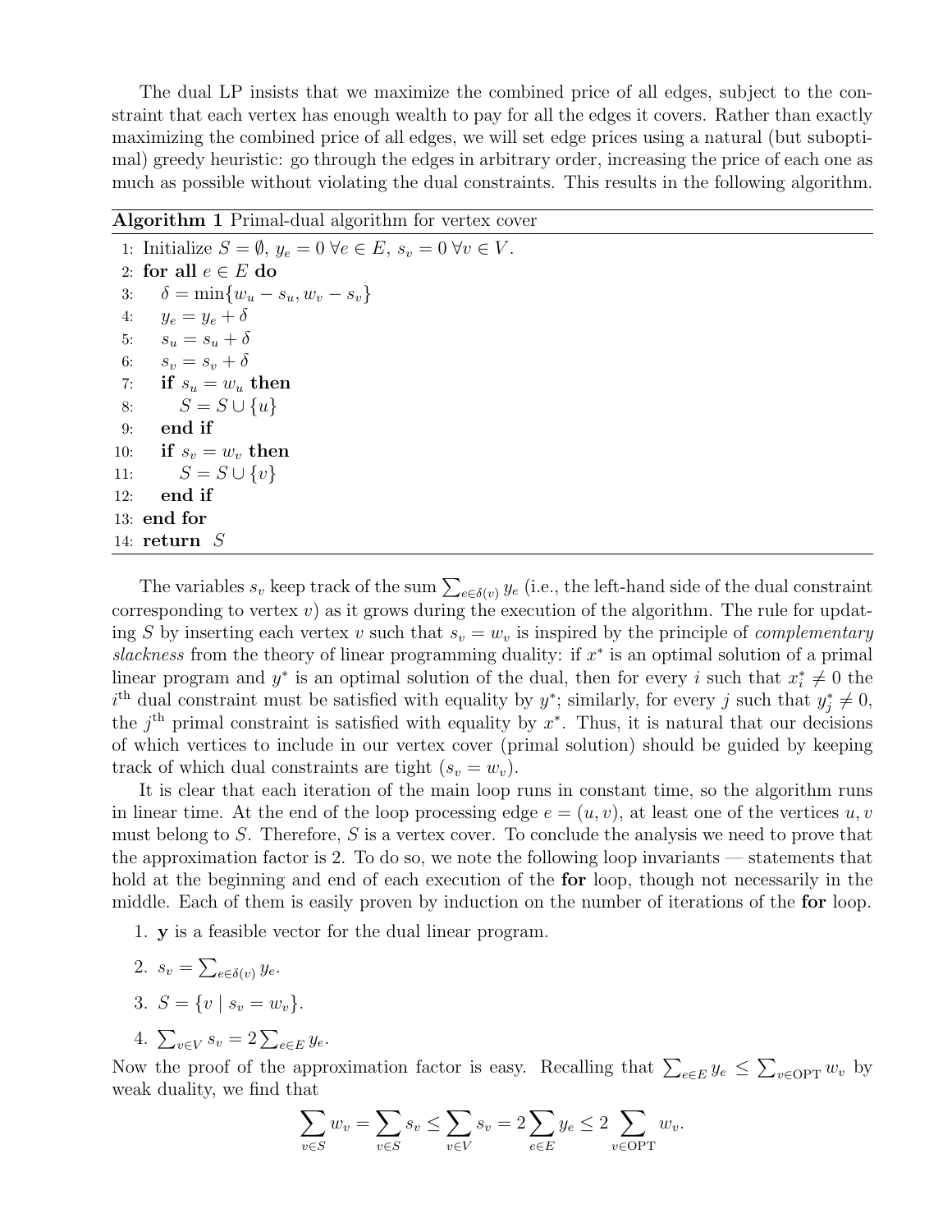The dual LP insists that we maximize the combined price of all edges, subject to the constraint that each vertex has enough wealth to pay for all the edges it covers. Rather than exactly maximizing the combined price of all edges, we will set edge prices using a natural (but suboptimal) greedy heuristic: go through the edges in arbitrary order, increasing the price of each one as much as possible without violating the dual constraints. This results in the following algorithm.

**Algorithm 1** Primal-dual algorithm for vertex cover

```
1: Initialize S = ∅, y_e = 0 ∀e ∈ E, s_v = 0 ∀v ∈ V.
2: for all e ∈ E do
3:    δ = min{w_u − s_u, w_v − s_v}
4:    y_e = y_e + δ
5:    s_u = s_u + δ
6:    s_v = s_v + δ
7:    if s_u = w_u then
8:       S = S ∪ {u}
9:    end if
10:   if s_v = w_v then
11:      S = S ∪ {v}
12:   end if
13: end for
14: return S
```

The variables $s_v$ keep track of the sum $\sum_{e \in \delta(v)} y_e$ (i.e., the left-hand side of the dual constraint corresponding to vertex $v$) as it grows during the execution of the algorithm. The rule for updating $S$ by inserting each vertex $v$ such that $s_v = w_v$ is inspired by the principle of *complementary slackness* from the theory of linear programming duality: if $x^*$ is an optimal solution of a primal linear program and $y^*$ is an optimal solution of the dual, then for every $i$ such that $x_i^* \neq 0$ the $i^{\text{th}}$ dual constraint must be satisfied with equality by $y^*$; similarly, for every $j$ such that $y_j^* \neq 0$, the $j^{\text{th}}$ primal constraint is satisfied with equality by $x^*$. Thus, it is natural that our decisions of which vertices to include in our vertex cover (primal solution) should be guided by keeping track of which dual constraints are tight ($s_v = w_v$).

It is clear that each iteration of the main loop runs in constant time, so the algorithm runs in linear time. At the end of the loop processing edge $e = (u, v)$, at least one of the vertices $u, v$ must belong to $S$. Therefore, $S$ is a vertex cover. To conclude the analysis we need to prove that the approximation factor is 2. To do so, we note the following loop invariants — statements that hold at the beginning and end of each execution of the **for** loop, though not necessarily in the middle. Each of them is easily proven by induction on the number of iterations of the **for** loop.

1. $\mathbf{y}$ is a feasible vector for the dual linear program.
2. $s_v = \sum_{e \in \delta(v)} y_e$.
3. $S = \{v \mid s_v = w_v\}$.
4. $\sum_{v \in V} s_v = 2 \sum_{e \in E} y_e$.

Now the proof of the approximation factor is easy. Recalling that $\sum_{e \in E} y_e \leq \sum_{v \in \text{OPT}} w_v$ by weak duality, we find that

$$\sum_{v \in S} w_v = \sum_{v \in S} s_v \leq \sum_{v \in V} s_v = 2 \sum_{e \in E} y_e \leq 2 \sum_{v \in \text{OPT}} w_v.$$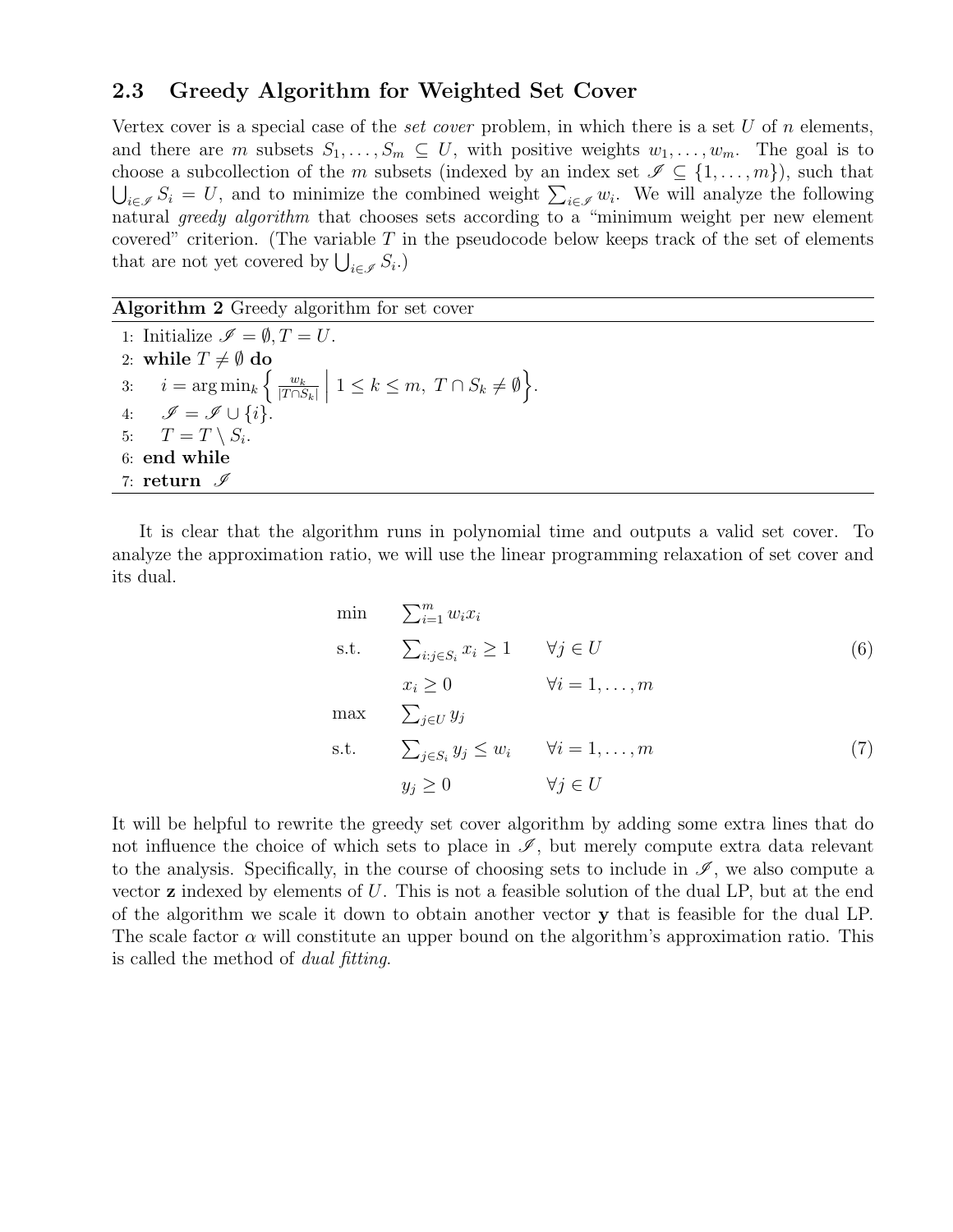### 2.3 Greedy Algorithm for Weighted Set Cover

Vertex cover is a special case of the *set cover* problem, in which there is a set $U$ of $n$ elements, and there are $m$ subsets $S_1, \ldots, S_m \subseteq U$, with positive weights $w_1, \ldots, w_m$. The goal is to choose a subcollection of the $m$ subsets (indexed by an index set $\mathscr{I} \subseteq \{1, \ldots, m\}$), such that $\bigcup_{i \in \mathscr{I}} S_i = U$, and to minimize the combined weight $\sum_{i \in \mathscr{I}} w_i$. We will analyze the following natural *greedy algorithm* that chooses sets according to a "minimum weight per new element covered" criterion. (The variable $T$ in the pseudocode below keeps track of the set of elements that are not yet covered by $\bigcup_{i \in \mathscr{I}} S_i$.)

**Algorithm 2** Greedy algorithm for set cover

1: Initialize $\mathscr{I} = \emptyset, T = U$.
2: **while** $T \neq \emptyset$ **do**
3: $\quad i = \arg\min_k \left\{ \frac{w_k}{|T \cap S_k|} \;\middle|\; 1 \leq k \leq m,\ T \cap S_k \neq \emptyset \right\}$.
4: $\quad \mathscr{I} = \mathscr{I} \cup \{i\}$.
5: $\quad T = T \setminus S_i$.
6: **end while**
7: **return** $\mathscr{I}$

It is clear that the algorithm runs in polynomial time and outputs a valid set cover. To analyze the approximation ratio, we will use the linear programming relaxation of set cover and its dual.

$$
\begin{array}{lll}
\min & \sum_{i=1}^{m} w_i x_i & \\
\text{s.t.} & \sum_{i : j \in S_i} x_i \geq 1 & \forall j \in U \\
& x_i \geq 0 & \forall i = 1, \ldots, m
\end{array}
\tag{6}
$$

$$
\begin{array}{lll}
\max & \sum_{j \in U} y_j & \\
\text{s.t.} & \sum_{j \in S_i} y_j \leq w_i & \forall i = 1, \ldots, m \\
& y_j \geq 0 & \forall j \in U
\end{array}
\tag{7}
$$

It will be helpful to rewrite the greedy set cover algorithm by adding some extra lines that do not influence the choice of which sets to place in $\mathscr{I}$, but merely compute extra data relevant to the analysis. Specifically, in the course of choosing sets to include in $\mathscr{I}$, we also compute a vector $\mathbf{z}$ indexed by elements of $U$. This is not a feasible solution of the dual LP, but at the end of the algorithm we scale it down to obtain another vector $\mathbf{y}$ that is feasible for the dual LP. The scale factor $\alpha$ will constitute an upper bound on the algorithm's approximation ratio. This is called the method of *dual fitting*.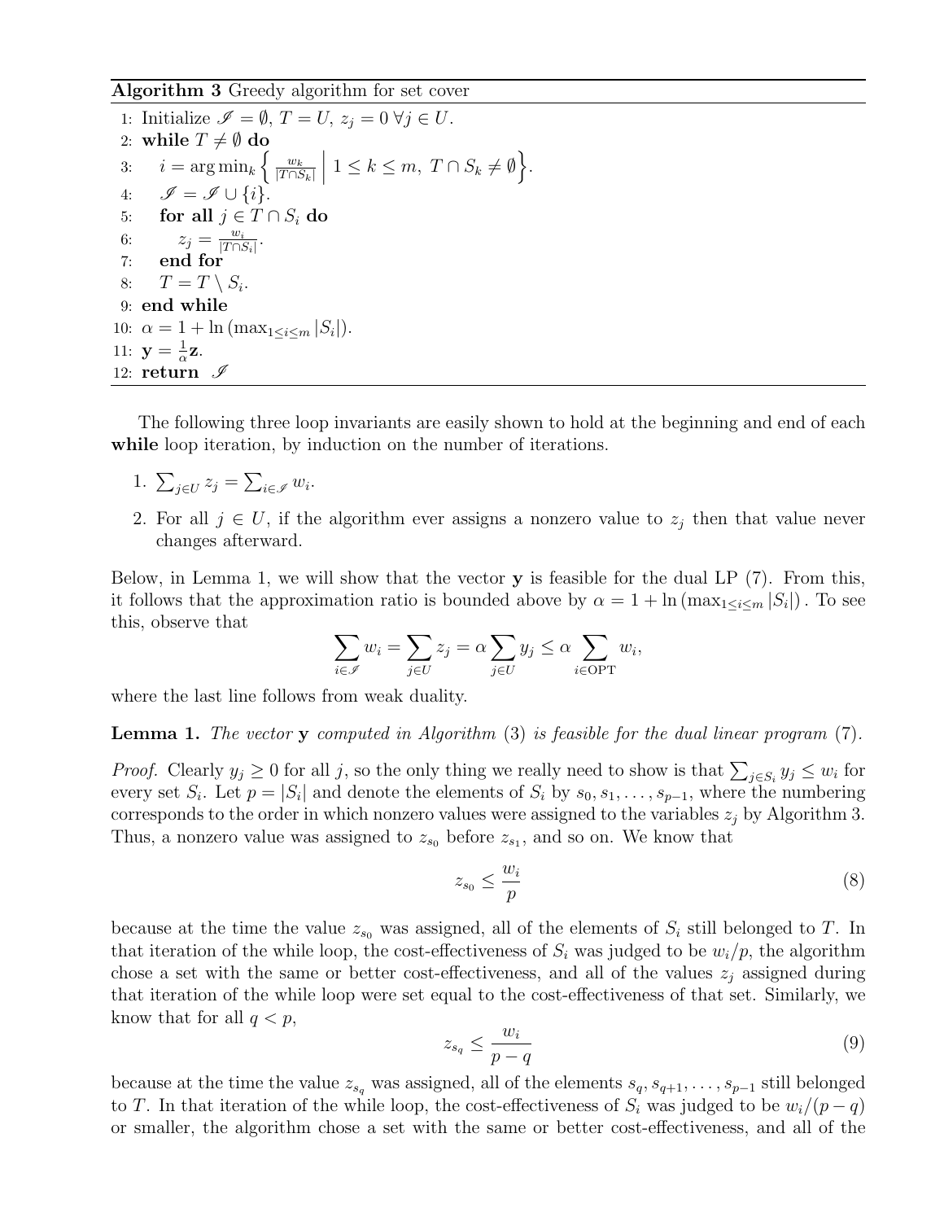**Algorithm 3** Greedy algorithm for set cover

```
1: Initialize 𝒥 = ∅, T = U, z_j = 0 ∀j ∈ U.
2: while T ≠ ∅ do
3:     i = arg min_k { w_k / |T ∩ S_k| | 1 ≤ k ≤ m, T ∩ S_k ≠ ∅ }.
4:     𝒥 = 𝒥 ∪ {i}.
5:     for all j ∈ T ∩ S_i do
6:         z_j = w_i / |T ∩ S_i|.
7:     end for
8:     T = T \ S_i.
9: end while
10: α = 1 + ln (max_{1≤i≤m} |S_i|).
11: y = (1/α) z.
12: return 𝒥
```

The following three loop invariants are easily shown to hold at the beginning and end of each **while** loop iteration, by induction on the number of iterations.

1. $\sum_{j \in U} z_j = \sum_{i \in \mathscr{I}} w_i$.
2. For all $j \in U$, if the algorithm ever assigns a nonzero value to $z_j$ then that value never changes afterward.

Below, in Lemma 1, we will show that the vector $\mathbf{y}$ is feasible for the dual LP (7). From this, it follows that the approximation ratio is bounded above by $\alpha = 1 + \ln \left( \max_{1 \le i \le m} |S_i| \right)$. To see this, observe that

$$\sum_{i \in \mathscr{I}} w_i = \sum_{j \in U} z_j = \alpha \sum_{j \in U} y_j \le \alpha \sum_{i \in \mathrm{OPT}} w_i,$$

where the last line follows from weak duality.

**Lemma 1.** *The vector* $\mathbf{y}$ *computed in Algorithm* (3) *is feasible for the dual linear program* (7).

*Proof.* Clearly $y_j \ge 0$ for all $j$, so the only thing we really need to show is that $\sum_{j \in S_i} y_j \le w_i$ for every set $S_i$. Let $p = |S_i|$ and denote the elements of $S_i$ by $s_0, s_1, \ldots, s_{p-1}$, where the numbering corresponds to the order in which nonzero values were assigned to the variables $z_j$ by Algorithm 3. Thus, a nonzero value was assigned to $z_{s_0}$ before $z_{s_1}$, and so on. We know that

$$z_{s_0} \le \frac{w_i}{p} \tag{8}$$

because at the time the value $z_{s_0}$ was assigned, all of the elements of $S_i$ still belonged to $T$. In that iteration of the while loop, the cost-effectiveness of $S_i$ was judged to be $w_i/p$, the algorithm chose a set with the same or better cost-effectiveness, and all of the values $z_j$ assigned during that iteration of the while loop were set equal to the cost-effectiveness of that set. Similarly, we know that for all $q < p$,

$$z_{s_q} \le \frac{w_i}{p - q} \tag{9}$$

because at the time the value $z_{s_q}$ was assigned, all of the elements $s_q, s_{q+1}, \ldots, s_{p-1}$ still belonged to $T$. In that iteration of the while loop, the cost-effectiveness of $S_i$ was judged to be $w_i/(p-q)$ or smaller, the algorithm chose a set with the same or better cost-effectiveness, and all of the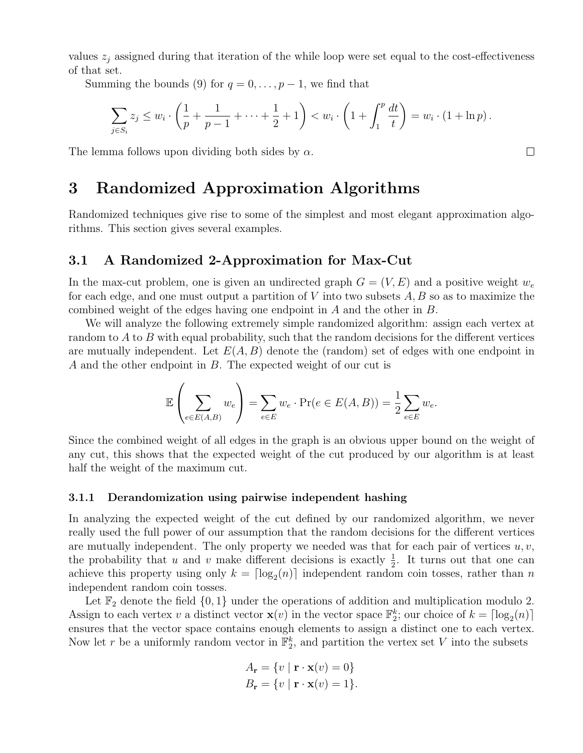values $z_j$ assigned during that iteration of the while loop were set equal to the cost-effectiveness of that set.

Summing the bounds (9) for $q = 0, \ldots, p-1$, we find that

$$\sum_{j \in S_i} z_j \leq w_i \cdot \left( \frac{1}{p} + \frac{1}{p-1} + \cdots + \frac{1}{2} + 1 \right) < w_i \cdot \left( 1 + \int_1^p \frac{dt}{t} \right) = w_i \cdot (1 + \ln p).$$

The lemma follows upon dividing both sides by $\alpha$. □

# 3 Randomized Approximation Algorithms

Randomized techniques give rise to some of the simplest and most elegant approximation algorithms. This section gives several examples.

## 3.1 A Randomized 2-Approximation for Max-Cut

In the max-cut problem, one is given an undirected graph $G = (V, E)$ and a positive weight $w_e$ for each edge, and one must output a partition of $V$ into two subsets $A, B$ so as to maximize the combined weight of the edges having one endpoint in $A$ and the other in $B$.

We will analyze the following extremely simple randomized algorithm: assign each vertex at random to $A$ to $B$ with equal probability, such that the random decisions for the different vertices are mutually independent. Let $E(A, B)$ denote the (random) set of edges with one endpoint in $A$ and the other endpoint in $B$. The expected weight of our cut is

$$\mathbb{E}\left( \sum_{e \in E(A,B)} w_e \right) = \sum_{e \in E} w_e \cdot \Pr(e \in E(A, B)) = \frac{1}{2} \sum_{e \in E} w_e.$$

Since the combined weight of all edges in the graph is an obvious upper bound on the weight of any cut, this shows that the expected weight of the cut produced by our algorithm is at least half the weight of the maximum cut.

### 3.1.1 Derandomization using pairwise independent hashing

In analyzing the expected weight of the cut defined by our randomized algorithm, we never really used the full power of our assumption that the random decisions for the different vertices are mutually independent. The only property we needed was that for each pair of vertices $u, v$, the probability that $u$ and $v$ make different decisions is exactly $\frac{1}{2}$. It turns out that one can achieve this property using only $k = \lceil \log_2(n) \rceil$ independent random coin tosses, rather than $n$ independent random coin tosses.

Let $\mathbb{F}_2$ denote the field $\{0, 1\}$ under the operations of addition and multiplication modulo 2. Assign to each vertex $v$ a distinct vector $\mathbf{x}(v)$ in the vector space $\mathbb{F}_2^k$; our choice of $k = \lceil \log_2(n) \rceil$ ensures that the vector space contains enough elements to assign a distinct one to each vertex. Now let $r$ be a uniformly random vector in $\mathbb{F}_2^k$, and partition the vertex set $V$ into the subsets

$$A_{\mathbf{r}} = \{v \mid \mathbf{r} \cdot \mathbf{x}(v) = 0\}$$
$$B_{\mathbf{r}} = \{v \mid \mathbf{r} \cdot \mathbf{x}(v) = 1\}.$$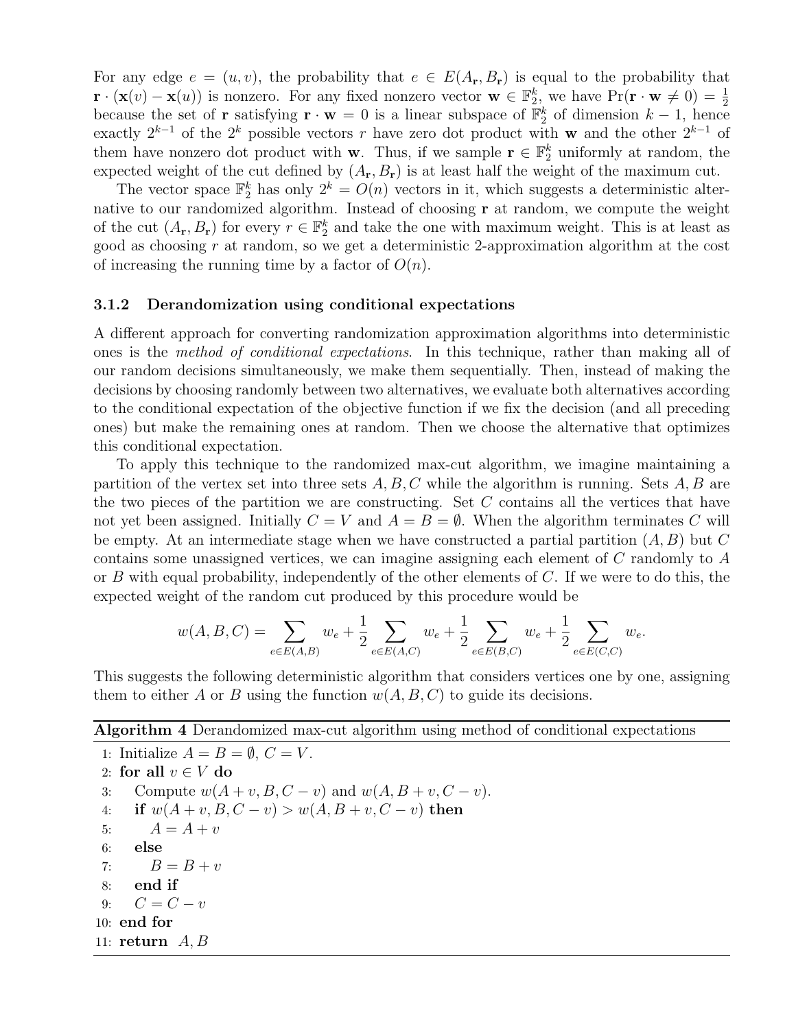For any edge $e = (u, v)$, the probability that $e \in E(A_{\mathbf{r}}, B_{\mathbf{r}})$ is equal to the probability that $\mathbf{r} \cdot (\mathbf{x}(v) - \mathbf{x}(u))$ is nonzero. For any fixed nonzero vector $\mathbf{w} \in \mathbb{F}_2^k$, we have $\Pr(\mathbf{r} \cdot \mathbf{w} \neq 0) = \frac{1}{2}$ because the set of $\mathbf{r}$ satisfying $\mathbf{r} \cdot \mathbf{w} = 0$ is a linear subspace of $\mathbb{F}_2^k$ of dimension $k - 1$, hence exactly $2^{k-1}$ of the $2^k$ possible vectors $r$ have zero dot product with $\mathbf{w}$ and the other $2^{k-1}$ of them have nonzero dot product with $\mathbf{w}$. Thus, if we sample $\mathbf{r} \in \mathbb{F}_2^k$ uniformly at random, the expected weight of the cut defined by $(A_{\mathbf{r}}, B_{\mathbf{r}})$ is at least half the weight of the maximum cut.

The vector space $\mathbb{F}_2^k$ has only $2^k = O(n)$ vectors in it, which suggests a deterministic alternative to our randomized algorithm. Instead of choosing $\mathbf{r}$ at random, we compute the weight of the cut $(A_{\mathbf{r}}, B_{\mathbf{r}})$ for every $r \in \mathbb{F}_2^k$ and take the one with maximum weight. This is at least as good as choosing $r$ at random, so we get a deterministic 2-approximation algorithm at the cost of increasing the running time by a factor of $O(n)$.

### 3.1.2 Derandomization using conditional expectations

A different approach for converting randomization approximation algorithms into deterministic ones is the *method of conditional expectations.* In this technique, rather than making all of our random decisions simultaneously, we make them sequentially. Then, instead of making the decisions by choosing randomly between two alternatives, we evaluate both alternatives according to the conditional expectation of the objective function if we fix the decision (and all preceding ones) but make the remaining ones at random. Then we choose the alternative that optimizes this conditional expectation.

To apply this technique to the randomized max-cut algorithm, we imagine maintaining a partition of the vertex set into three sets $A, B, C$ while the algorithm is running. Sets $A, B$ are the two pieces of the partition we are constructing. Set $C$ contains all the vertices that have not yet been assigned. Initially $C = V$ and $A = B = \emptyset$. When the algorithm terminates $C$ will be empty. At an intermediate stage when we have constructed a partial partition $(A, B)$ but $C$ contains some unassigned vertices, we can imagine assigning each element of $C$ randomly to $A$ or $B$ with equal probability, independently of the other elements of $C$. If we were to do this, the expected weight of the random cut produced by this procedure would be

$$w(A, B, C) = \sum_{e \in E(A,B)} w_e + \frac{1}{2} \sum_{e \in E(A,C)} w_e + \frac{1}{2} \sum_{e \in E(B,C)} w_e + \frac{1}{2} \sum_{e \in E(C,C)} w_e.$$

This suggests the following deterministic algorithm that considers vertices one by one, assigning them to either $A$ or $B$ using the function $w(A, B, C)$ to guide its decisions.

**Algorithm 4** Derandomized max-cut algorithm using method of conditional expectations

1: Initialize $A = B = \emptyset$, $C = V$.
2: **for all** $v \in V$ **do**
3: &nbsp;&nbsp;&nbsp;&nbsp;Compute $w(A + v, B, C - v)$ and $w(A, B + v, C - v)$.
4: &nbsp;&nbsp;&nbsp;&nbsp;**if** $w(A + v, B, C - v) > w(A, B + v, C - v)$ **then**
5: &nbsp;&nbsp;&nbsp;&nbsp;&nbsp;&nbsp;&nbsp;&nbsp;$A = A + v$
6: &nbsp;&nbsp;&nbsp;&nbsp;**else**
7: &nbsp;&nbsp;&nbsp;&nbsp;&nbsp;&nbsp;&nbsp;&nbsp;$B = B + v$
8: &nbsp;&nbsp;&nbsp;&nbsp;**end if**
9: &nbsp;&nbsp;&nbsp;&nbsp;$C = C - v$
10: **end for**
11: **return** $A, B$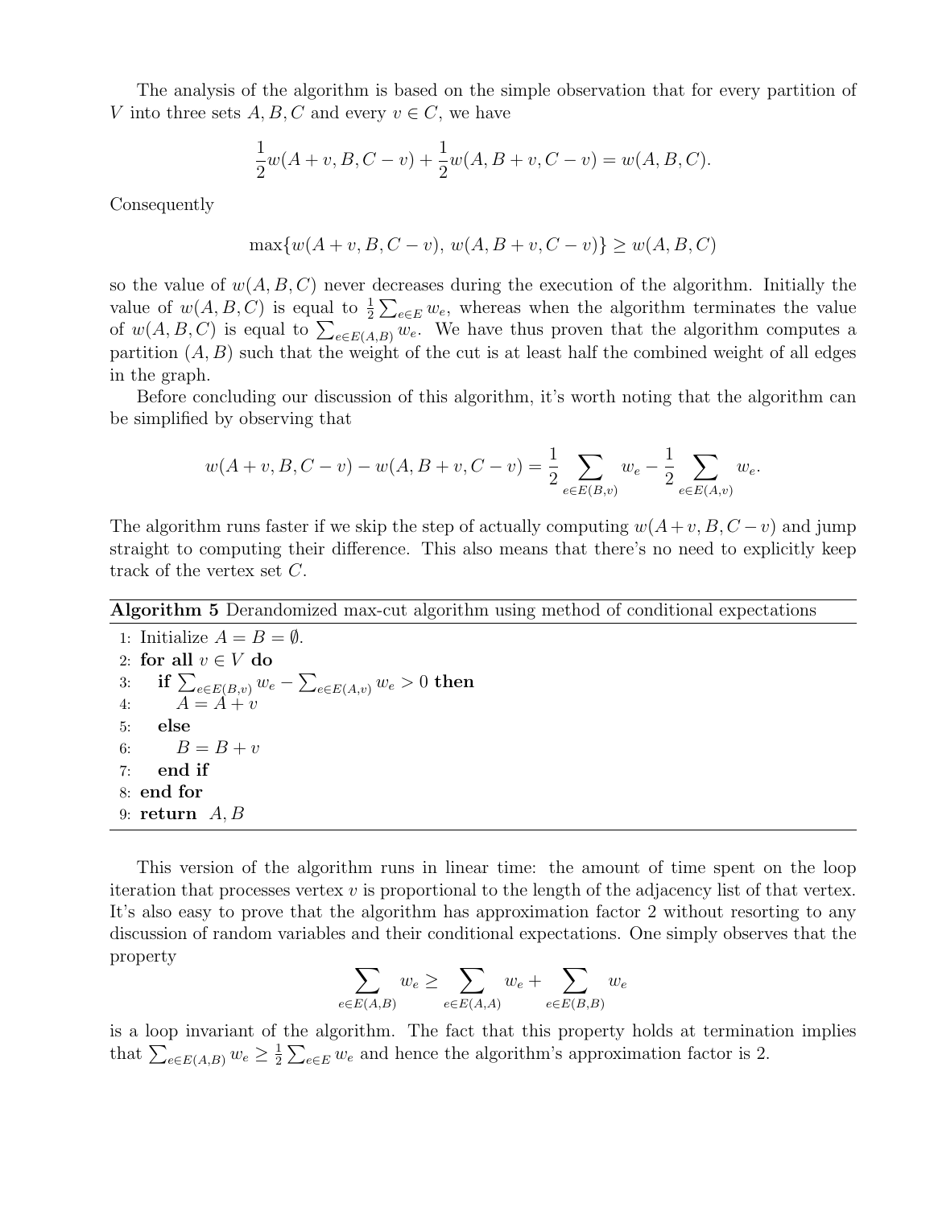The analysis of the algorithm is based on the simple observation that for every partition of $V$ into three sets $A, B, C$ and every $v \in C$, we have

$$\frac{1}{2}w(A+v, B, C-v) + \frac{1}{2}w(A, B+v, C-v) = w(A, B, C).$$

Consequently

$$\max\{w(A+v, B, C-v),\ w(A, B+v, C-v)\} \geq w(A, B, C)$$

so the value of $w(A, B, C)$ never decreases during the execution of the algorithm. Initially the value of $w(A, B, C)$ is equal to $\frac{1}{2}\sum_{e \in E} w_e$, whereas when the algorithm terminates the value of $w(A, B, C)$ is equal to $\sum_{e \in E(A,B)} w_e$. We have thus proven that the algorithm computes a partition $(A, B)$ such that the weight of the cut is at least half the combined weight of all edges in the graph.

Before concluding our discussion of this algorithm, it's worth noting that the algorithm can be simplified by observing that

$$w(A+v, B, C-v) - w(A, B+v, C-v) = \frac{1}{2}\sum_{e \in E(B,v)} w_e - \frac{1}{2}\sum_{e \in E(A,v)} w_e.$$

The algorithm runs faster if we skip the step of actually computing $w(A+v, B, C-v)$ and jump straight to computing their difference. This also means that there's no need to explicitly keep track of the vertex set $C$.

**Algorithm 5** Derandomized max-cut algorithm using method of conditional expectations

```
1: Initialize A = B = ∅.
2: for all v ∈ V do
3:     if Σ_{e∈E(B,v)} w_e − Σ_{e∈E(A,v)} w_e > 0 then
4:         A = A + v
5:     else
6:         B = B + v
7:     end if
8: end for
9: return A, B
```

This version of the algorithm runs in linear time: the amount of time spent on the loop iteration that processes vertex $v$ is proportional to the length of the adjacency list of that vertex. It's also easy to prove that the algorithm has approximation factor 2 without resorting to any discussion of random variables and their conditional expectations. One simply observes that the property

$$\sum_{e \in E(A,B)} w_e \geq \sum_{e \in E(A,A)} w_e + \sum_{e \in E(B,B)} w_e$$

is a loop invariant of the algorithm. The fact that this property holds at termination implies that $\sum_{e \in E(A,B)} w_e \geq \frac{1}{2}\sum_{e \in E} w_e$ and hence the algorithm's approximation factor is 2.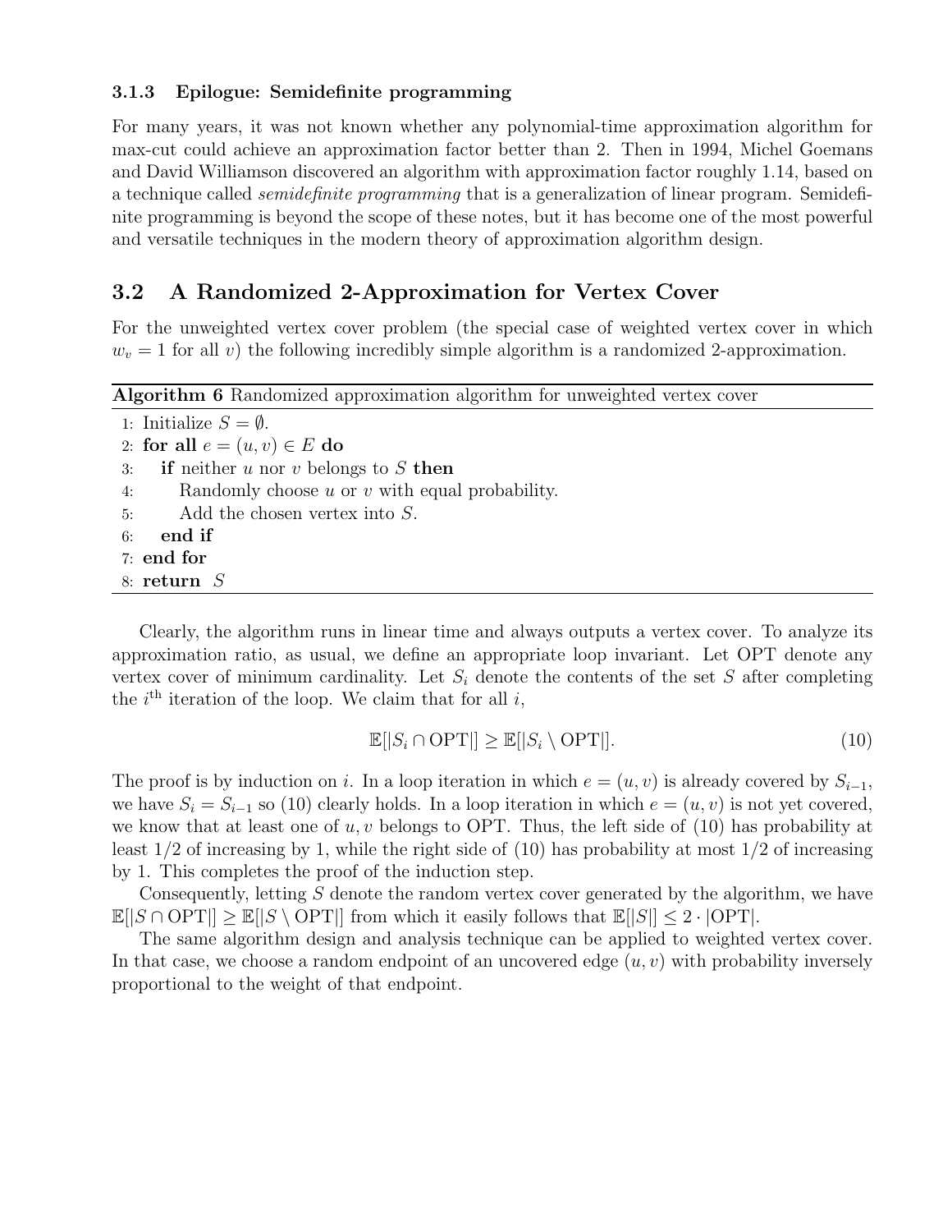#### 3.1.3 Epilogue: Semidefinite programming

For many years, it was not known whether any polynomial-time approximation algorithm for max-cut could achieve an approximation factor better than 2. Then in 1994, Michel Goemans and David Williamson discovered an algorithm with approximation factor roughly 1.14, based on a technique called *semidefinite programming* that is a generalization of linear program. Semidefinite programming is beyond the scope of these notes, but it has become one of the most powerful and versatile techniques in the modern theory of approximation algorithm design.

## 3.2 A Randomized 2-Approximation for Vertex Cover

For the unweighted vertex cover problem (the special case of weighted vertex cover in which $w_v = 1$ for all $v$) the following incredibly simple algorithm is a randomized 2-approximation.

**Algorithm 6** Randomized approximation algorithm for unweighted vertex cover

```
1: Initialize S = ∅.
2: for all e = (u, v) ∈ E do
3:    if neither u nor v belongs to S then
4:       Randomly choose u or v with equal probability.
5:       Add the chosen vertex into S.
6:    end if
7: end for
8: return S
```

Clearly, the algorithm runs in linear time and always outputs a vertex cover. To analyze its approximation ratio, as usual, we define an appropriate loop invariant. Let OPT denote any vertex cover of minimum cardinality. Let $S_i$ denote the contents of the set $S$ after completing the $i^{\text{th}}$ iteration of the loop. We claim that for all $i$,

$$\mathbb{E}[|S_i \cap \text{OPT}|] \geq \mathbb{E}[|S_i \setminus \text{OPT}|]. \tag{10}$$

The proof is by induction on $i$. In a loop iteration in which $e = (u, v)$ is already covered by $S_{i-1}$, we have $S_i = S_{i-1}$ so (10) clearly holds. In a loop iteration in which $e = (u, v)$ is not yet covered, we know that at least one of $u, v$ belongs to OPT. Thus, the left side of (10) has probability at least $1/2$ of increasing by 1, while the right side of (10) has probability at most $1/2$ of increasing by 1. This completes the proof of the induction step.

Consequently, letting $S$ denote the random vertex cover generated by the algorithm, we have $\mathbb{E}[|S \cap \text{OPT}|] \geq \mathbb{E}[|S \setminus \text{OPT}|]$ from which it easily follows that $\mathbb{E}[|S|] \leq 2 \cdot |\text{OPT}|$.

The same algorithm design and analysis technique can be applied to weighted vertex cover. In that case, we choose a random endpoint of an uncovered edge $(u, v)$ with probability inversely proportional to the weight of that endpoint.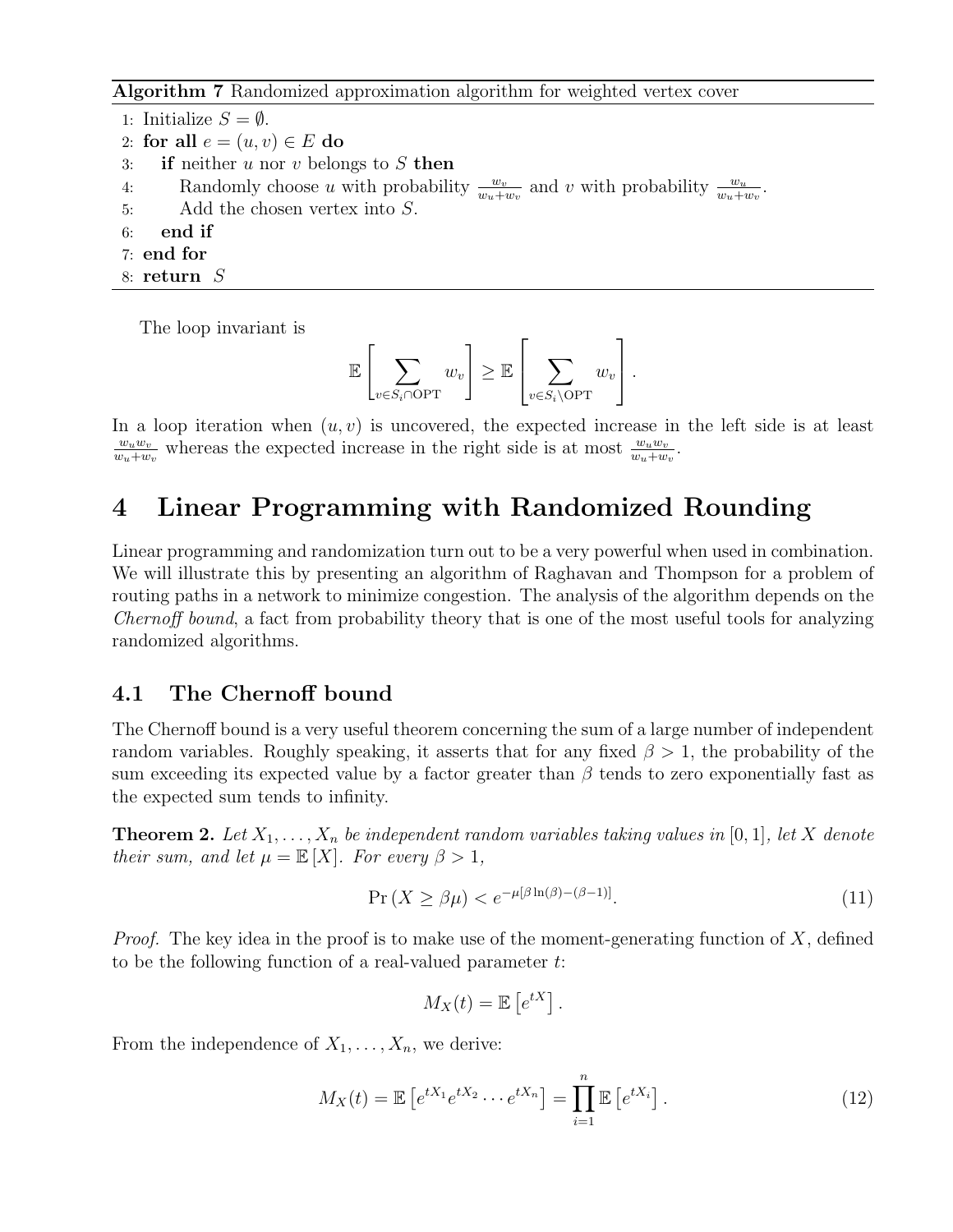**Algorithm 7** Randomized approximation algorithm for weighted vertex cover

```
1: Initialize S = ∅.
2: for all e = (u, v) ∈ E do
3:    if neither u nor v belongs to S then
4:       Randomly choose u with probability w_v/(w_u+w_v) and v with probability w_u/(w_u+w_v).
5:       Add the chosen vertex into S.
6:    end if
7: end for
8: return S
```

The loop invariant is

$$\mathbb{E}\left[\sum_{v \in S_i \cap \mathrm{OPT}} w_v\right] \geq \mathbb{E}\left[\sum_{v \in S_i \setminus \mathrm{OPT}} w_v\right].$$

In a loop iteration when $(u, v)$ is uncovered, the expected increase in the left side is at least $\frac{w_u w_v}{w_u + w_v}$ whereas the expected increase in the right side is at most $\frac{w_u w_v}{w_u + w_v}$.

# 4 Linear Programming with Randomized Rounding

Linear programming and randomization turn out to be a very powerful when used in combination. We will illustrate this by presenting an algorithm of Raghavan and Thompson for a problem of routing paths in a network to minimize congestion. The analysis of the algorithm depends on the *Chernoff bound*, a fact from probability theory that is one of the most useful tools for analyzing randomized algorithms.

## 4.1 The Chernoff bound

The Chernoff bound is a very useful theorem concerning the sum of a large number of independent random variables. Roughly speaking, it asserts that for any fixed $\beta > 1$, the probability of the sum exceeding its expected value by a factor greater than $\beta$ tends to zero exponentially fast as the expected sum tends to infinity.

**Theorem 2.** *Let $X_1, \ldots, X_n$ be independent random variables taking values in $[0, 1]$, let $X$ denote their sum, and let $\mu = \mathbb{E}[X]$. For every $\beta > 1$,*

$$\Pr(X \geq \beta\mu) < e^{-\mu[\beta \ln(\beta) - (\beta - 1)]}. \tag{11}$$

*Proof.* The key idea in the proof is to make use of the moment-generating function of $X$, defined to be the following function of a real-valued parameter $t$:

$$M_X(t) = \mathbb{E}\left[e^{tX}\right].$$

From the independence of $X_1, \ldots, X_n$, we derive:

$$M_X(t) = \mathbb{E}\left[e^{tX_1} e^{tX_2} \cdots e^{tX_n}\right] = \prod_{i=1}^{n} \mathbb{E}\left[e^{tX_i}\right]. \tag{12}$$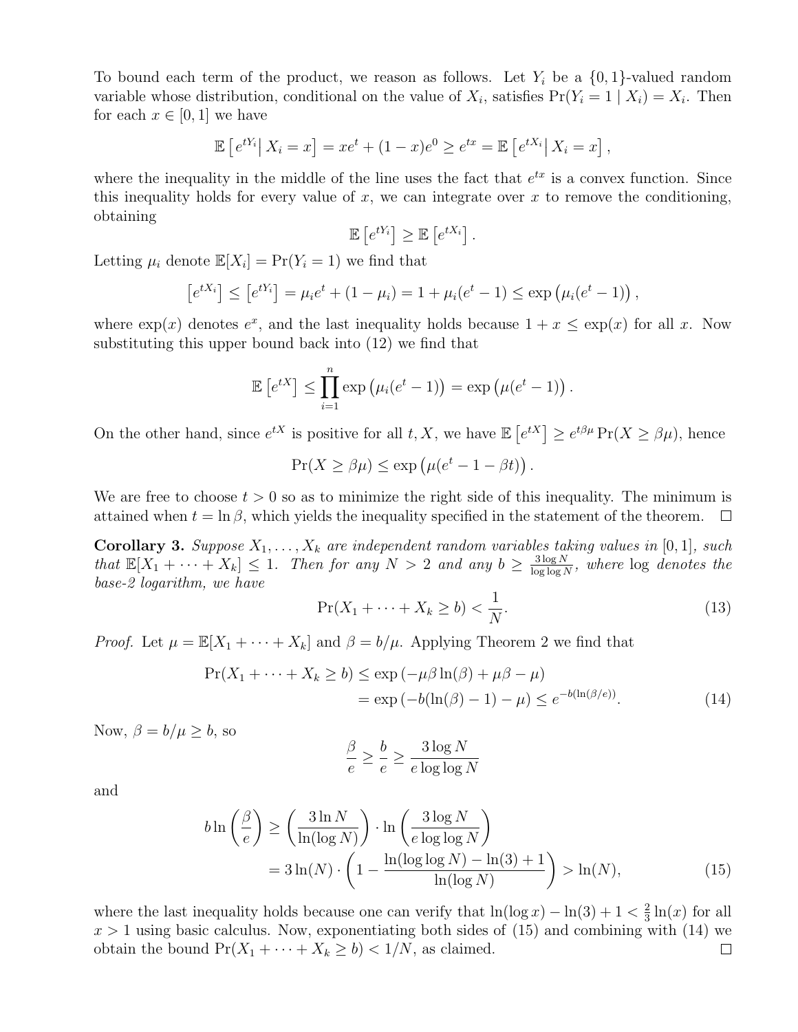To bound each term of the product, we reason as follows. Let $Y_i$ be a $\{0,1\}$-valued random variable whose distribution, conditional on the value of $X_i$, satisfies $\Pr(Y_i = 1 \mid X_i) = X_i$. Then for each $x \in [0,1]$ we have

$$\mathbb{E}\left[ e^{tY_i} \middle| X_i = x \right] = xe^t + (1-x)e^0 \geq e^{tx} = \mathbb{E}\left[ e^{tX_i} \middle| X_i = x \right],$$

where the inequality in the middle of the line uses the fact that $e^{tx}$ is a convex function. Since this inequality holds for every value of $x$, we can integrate over $x$ to remove the conditioning, obtaining

$$\mathbb{E}\left[ e^{tY_i} \right] \geq \mathbb{E}\left[ e^{tX_i} \right].$$

Letting $\mu_i$ denote $\mathbb{E}[X_i] = \Pr(Y_i = 1)$ we find that

$$\left[ e^{tX_i} \right] \leq \left[ e^{tY_i} \right] = \mu_i e^t + (1 - \mu_i) = 1 + \mu_i(e^t - 1) \leq \exp\left( \mu_i(e^t - 1) \right),$$

where $\exp(x)$ denotes $e^x$, and the last inequality holds because $1 + x \leq \exp(x)$ for all $x$. Now substituting this upper bound back into (12) we find that

$$\mathbb{E}\left[ e^{tX} \right] \leq \prod_{i=1}^{n} \exp\left( \mu_i(e^t - 1) \right) = \exp\left( \mu(e^t - 1) \right).$$

On the other hand, since $e^{tX}$ is positive for all $t, X$, we have $\mathbb{E}\left[ e^{tX} \right] \geq e^{t\beta\mu} \Pr(X \geq \beta\mu)$, hence

$$\Pr(X \geq \beta\mu) \leq \exp\left( \mu(e^t - 1 - \beta t) \right).$$

We are free to choose $t > 0$ so as to minimize the right side of this inequality. The minimum is attained when $t = \ln \beta$, which yields the inequality specified in the statement of the theorem. $\square$

**Corollary 3.** *Suppose $X_1, \ldots, X_k$ are independent random variables taking values in $[0,1]$, such that $\mathbb{E}[X_1 + \cdots + X_k] \leq 1$. Then for any $N > 2$ and any $b \geq \frac{3 \log N}{\log \log N}$, where $\log$ denotes the base-2 logarithm, we have*

$$\Pr(X_1 + \cdots + X_k \geq b) < \frac{1}{N}. \tag{13}$$

*Proof.* Let $\mu = \mathbb{E}[X_1 + \cdots + X_k]$ and $\beta = b/\mu$. Applying Theorem 2 we find that

$$\begin{aligned} \Pr(X_1 + \cdots + X_k \geq b) &\leq \exp\left( -\mu\beta \ln(\beta) + \mu\beta - \mu \right) \\ &= \exp\left( -b(\ln(\beta) - 1) - \mu \right) \leq e^{-b(\ln(\beta/e))}. \end{aligned} \tag{14}$$

Now, $\beta = b/\mu \geq b$, so

$$\frac{\beta}{e} \geq \frac{b}{e} \geq \frac{3 \log N}{e \log \log N}$$

and

$$\begin{aligned} b \ln\left( \frac{\beta}{e} \right) &\geq \left( \frac{3 \ln N}{\ln(\log N)} \right) \cdot \ln\left( \frac{3 \log N}{e \log \log N} \right) \\ &= 3 \ln(N) \cdot \left( 1 - \frac{\ln(\log \log N) - \ln(3) + 1}{\ln(\log N)} \right) > \ln(N), \end{aligned} \tag{15}$$

where the last inequality holds because one can verify that $\ln(\log x) - \ln(3) + 1 < \frac{2}{3} \ln(x)$ for all $x > 1$ using basic calculus. Now, exponentiating both sides of (15) and combining with (14) we obtain the bound $\Pr(X_1 + \cdots + X_k \geq b) < 1/N$, as claimed. $\square$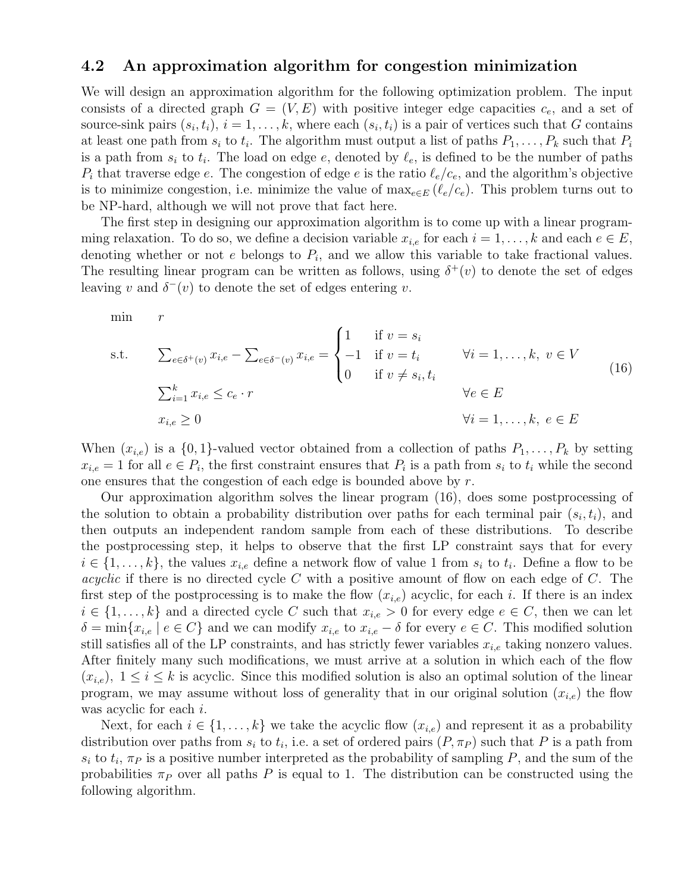### 4.2 An approximation algorithm for congestion minimization

We will design an approximation algorithm for the following optimization problem. The input consists of a directed graph $G = (V, E)$ with positive integer edge capacities $c_e$, and a set of source-sink pairs $(s_i, t_i)$, $i = 1, \ldots, k$, where each $(s_i, t_i)$ is a pair of vertices such that $G$ contains at least one path from $s_i$ to $t_i$. The algorithm must output a list of paths $P_1, \ldots, P_k$ such that $P_i$ is a path from $s_i$ to $t_i$. The load on edge $e$, denoted by $\ell_e$, is defined to be the number of paths $P_i$ that traverse edge $e$. The congestion of edge $e$ is the ratio $\ell_e/c_e$, and the algorithm's objective is to minimize congestion, i.e. minimize the value of $\max_{e \in E} (\ell_e/c_e)$. This problem turns out to be NP-hard, although we will not prove that fact here.

The first step in designing our approximation algorithm is to come up with a linear programming relaxation. To do so, we define a decision variable $x_{i,e}$ for each $i = 1, \ldots, k$ and each $e \in E$, denoting whether or not $e$ belongs to $P_i$, and we allow this variable to take fractional values. The resulting linear program can be written as follows, using $\delta^+(v)$ to denote the set of edges leaving $v$ and $\delta^-(v)$ to denote the set of edges entering $v$.

$$
\begin{array}{lll}
\min & r & \\
\text{s.t.} & \sum_{e \in \delta^+(v)} x_{i,e} - \sum_{e \in \delta^-(v)} x_{i,e} = \begin{cases} 1 & \text{if } v = s_i \\ -1 & \text{if } v = t_i \\ 0 & \text{if } v \neq s_i, t_i \end{cases} & \forall i = 1, \ldots, k, \ v \in V \\
& \sum_{i=1}^{k} x_{i,e} \leq c_e \cdot r & \forall e \in E \\
& x_{i,e} \geq 0 & \forall i = 1, \ldots, k, \ e \in E
\end{array}
\tag{16}
$$

When $(x_{i,e})$ is a $\{0, 1\}$-valued vector obtained from a collection of paths $P_1, \ldots, P_k$ by setting $x_{i,e} = 1$ for all $e \in P_i$, the first constraint ensures that $P_i$ is a path from $s_i$ to $t_i$ while the second one ensures that the congestion of each edge is bounded above by $r$.

Our approximation algorithm solves the linear program (16), does some postprocessing of the solution to obtain a probability distribution over paths for each terminal pair $(s_i, t_i)$, and then outputs an independent random sample from each of these distributions. To describe the postprocessing step, it helps to observe that the first LP constraint says that for every $i \in \{1, \ldots, k\}$, the values $x_{i,e}$ define a network flow of value 1 from $s_i$ to $t_i$. Define a flow to be *acyclic* if there is no directed cycle $C$ with a positive amount of flow on each edge of $C$. The first step of the postprocessing is to make the flow $(x_{i,e})$ acyclic, for each $i$. If there is an index $i \in \{1, \ldots, k\}$ and a directed cycle $C$ such that $x_{i,e} > 0$ for every edge $e \in C$, then we can let $\delta = \min\{x_{i,e} \mid e \in C\}$ and we can modify $x_{i,e}$ to $x_{i,e} - \delta$ for every $e \in C$. This modified solution still satisfies all of the LP constraints, and has strictly fewer variables $x_{i,e}$ taking nonzero values. After finitely many such modifications, we must arrive at a solution in which each of the flow $(x_{i,e})$, $1 \leq i \leq k$ is acyclic. Since this modified solution is also an optimal solution of the linear program, we may assume without loss of generality that in our original solution $(x_{i,e})$ the flow was acyclic for each $i$.

Next, for each $i \in \{1, \ldots, k\}$ we take the acyclic flow $(x_{i,e})$ and represent it as a probability distribution over paths from $s_i$ to $t_i$, i.e. a set of ordered pairs $(P, \pi_P)$ such that $P$ is a path from $s_i$ to $t_i$, $\pi_P$ is a positive number interpreted as the probability of sampling $P$, and the sum of the probabilities $\pi_P$ over all paths $P$ is equal to 1. The distribution can be constructed using the following algorithm.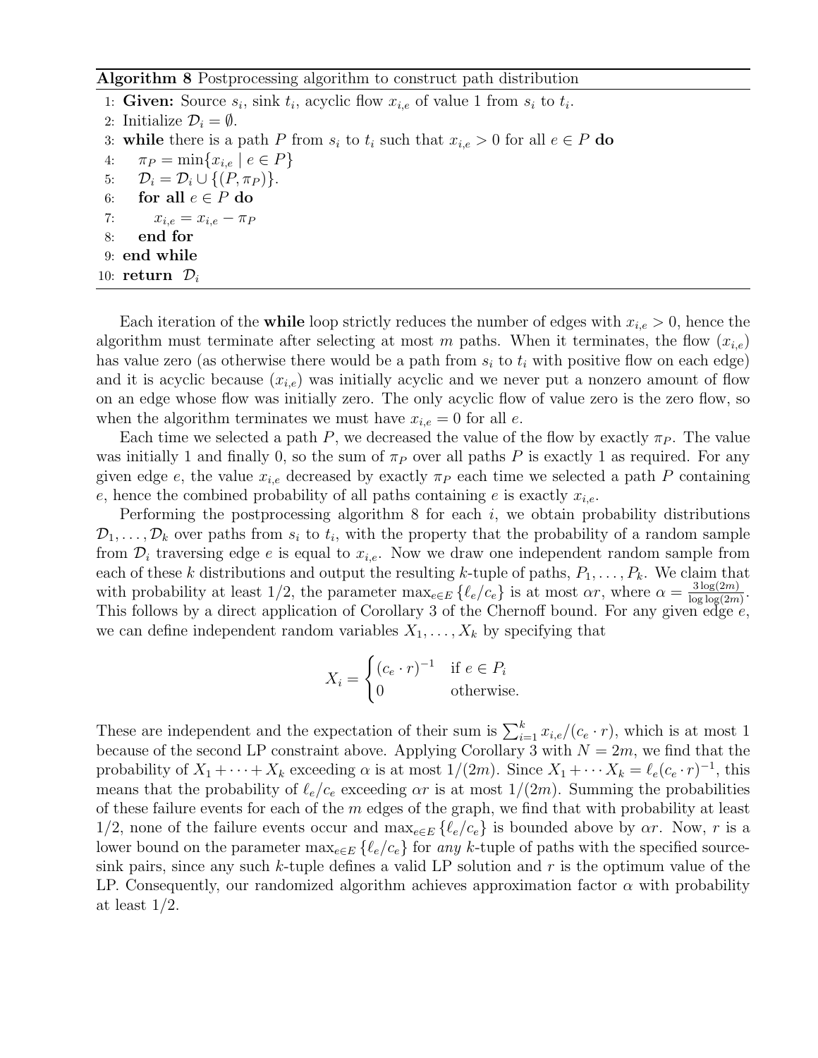**Algorithm 8** Postprocessing algorithm to construct path distribution

```
1: Given: Source s_i, sink t_i, acyclic flow x_{i,e} of value 1 from s_i to t_i.
2: Initialize D_i = ∅.
3: while there is a path P from s_i to t_i such that x_{i,e} > 0 for all e ∈ P do
4:     π_P = min{x_{i,e} | e ∈ P}
5:     D_i = D_i ∪ {(P, π_P)}.
6:     for all e ∈ P do
7:         x_{i,e} = x_{i,e} − π_P
8:     end for
9: end while
10: return D_i
```

Each iteration of the **while** loop strictly reduces the number of edges with $x_{i,e} > 0$, hence the algorithm must terminate after selecting at most $m$ paths. When it terminates, the flow $(x_{i,e})$ has value zero (as otherwise there would be a path from $s_i$ to $t_i$ with positive flow on each edge) and it is acyclic because $(x_{i,e})$ was initially acyclic and we never put a nonzero amount of flow on an edge whose flow was initially zero. The only acyclic flow of value zero is the zero flow, so when the algorithm terminates we must have $x_{i,e} = 0$ for all $e$.

Each time we selected a path $P$, we decreased the value of the flow by exactly $\pi_P$. The value was initially 1 and finally 0, so the sum of $\pi_P$ over all paths $P$ is exactly 1 as required. For any given edge $e$, the value $x_{i,e}$ decreased by exactly $\pi_P$ each time we selected a path $P$ containing $e$, hence the combined probability of all paths containing $e$ is exactly $x_{i,e}$.

Performing the postprocessing algorithm 8 for each $i$, we obtain probability distributions $\mathcal{D}_1, \ldots, \mathcal{D}_k$ over paths from $s_i$ to $t_i$, with the property that the probability of a random sample from $\mathcal{D}_i$ traversing edge $e$ is equal to $x_{i,e}$. Now we draw one independent random sample from each of these $k$ distributions and output the resulting $k$-tuple of paths, $P_1, \ldots, P_k$. We claim that with probability at least 1/2, the parameter $\max_{e \in E} \{\ell_e / c_e\}$ is at most $\alpha r$, where $\alpha = \frac{3 \log(2m)}{\log \log(2m)}$. This follows by a direct application of Corollary 3 of the Chernoff bound. For any given edge $e$, we can define independent random variables $X_1, \ldots, X_k$ by specifying that

$$X_i = \begin{cases} (c_e \cdot r)^{-1} & \text{if } e \in P_i \\ 0 & \text{otherwise.} \end{cases}$$

These are independent and the expectation of their sum is $\sum_{i=1}^{k} x_{i,e}/(c_e \cdot r)$, which is at most 1 because of the second LP constraint above. Applying Corollary 3 with $N = 2m$, we find that the probability of $X_1 + \cdots + X_k$ exceeding $\alpha$ is at most $1/(2m)$. Since $X_1 + \cdots X_k = \ell_e (c_e \cdot r)^{-1}$, this means that the probability of $\ell_e / c_e$ exceeding $\alpha r$ is at most $1/(2m)$. Summing the probabilities of these failure events for each of the $m$ edges of the graph, we find that with probability at least 1/2, none of the failure events occur and $\max_{e \in E} \{\ell_e / c_e\}$ is bounded above by $\alpha r$. Now, $r$ is a lower bound on the parameter $\max_{e \in E} \{\ell_e / c_e\}$ for *any* $k$-tuple of paths with the specified source-sink pairs, since any such $k$-tuple defines a valid LP solution and $r$ is the optimum value of the LP. Consequently, our randomized algorithm achieves approximation factor $\alpha$ with probability at least 1/2.